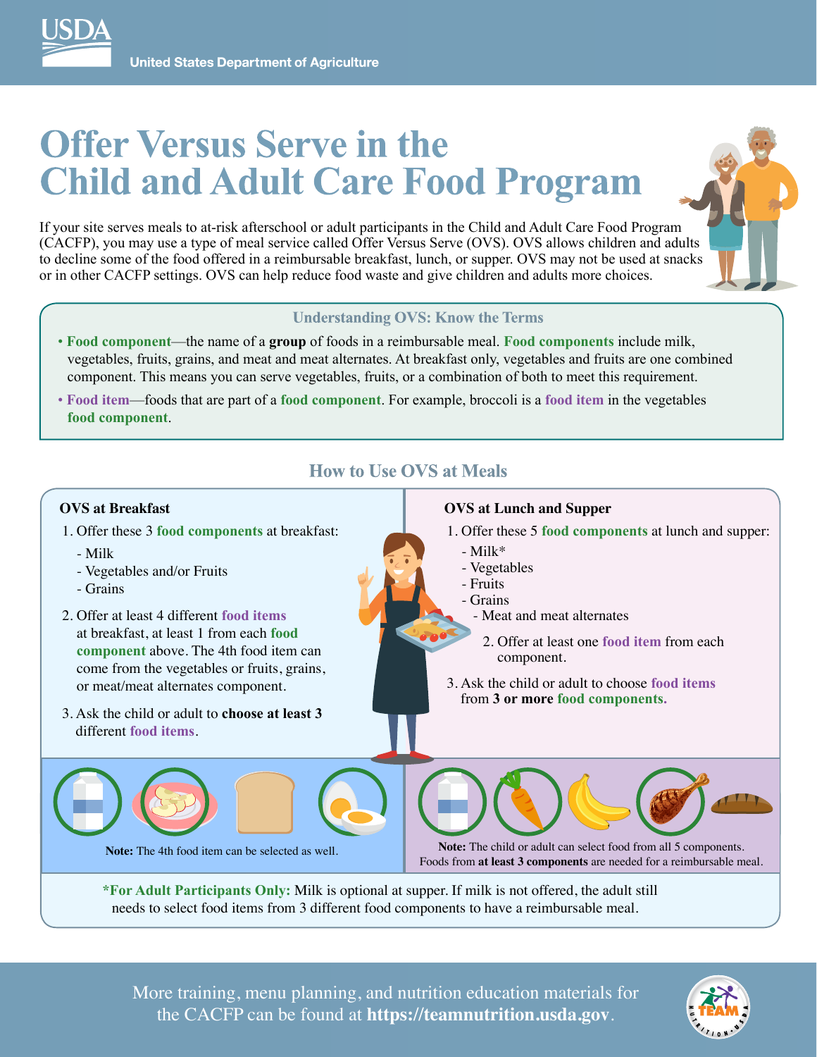USDA United States Department of Agriculture

# Offer Versus Serve in the Child and Adult Care Food Program

If your site serves meals to at-risk afterschool or adult participants in the Child and Adult Care Food Program (CACFP), you may use a type of meal service called Offer Versus Serve (OVS). OVS allows children and adults to decline some of the food offered in a reimbursable breakfast, lunch, or supper. OVS may not be used at snacks or in other CACFP settings. OVS can help reduce food waste and give children and adults more choices.

### Understanding OVS: Know the Terms

- **Food component**—the name of a **group** of foods in a reimbursable meal. **Food components** include milk, vegetables, fruits, grains, and meat and meat alternates. At breakfast only, vegetables and fruits are one combined component. This means you can serve vegetables, fruits, or a combination of both to meet this requirement.
- **Food item**—foods that are part of a **food component**. For example, broccoli is a **food item** in the vegetables **food component**.

## How to Use OVS at Meals

### OVS at Breakfast

1. Offer these 3 **food components** at breakfast:
   - Milk
   - Vegetables and/or Fruits
   - Grains
2. Offer at least 4 different **food items** at breakfast, at least 1 from each **food component** above. The 4th food item can come from the vegetables or fruits, grains, or meat/meat alternates component.
3. Ask the child or adult to **choose at least 3** different **food items**.

**Note:** The 4th food item can be selected as well.

### OVS at Lunch and Supper

1. Offer these 5 **food components** at lunch and supper:
   - Milk*
   - Vegetables
   - Fruits
   - Grains
   - Meat and meat alternates
2. Offer at least one **food item** from each component.
3. Ask the child or adult to choose **food items** from **3 or more food components.**

**Note:** The child or adult can select food from all 5 components. Foods from **at least 3 components** are needed for a reimbursable meal.

***For Adult Participants Only:** Milk is optional at supper. If milk is not offered, the adult still needs to select food items from 3 different food components to have a reimbursable meal.

More training, menu planning, and nutrition education materials for the CACFP can be found at **https://teamnutrition.usda.gov**.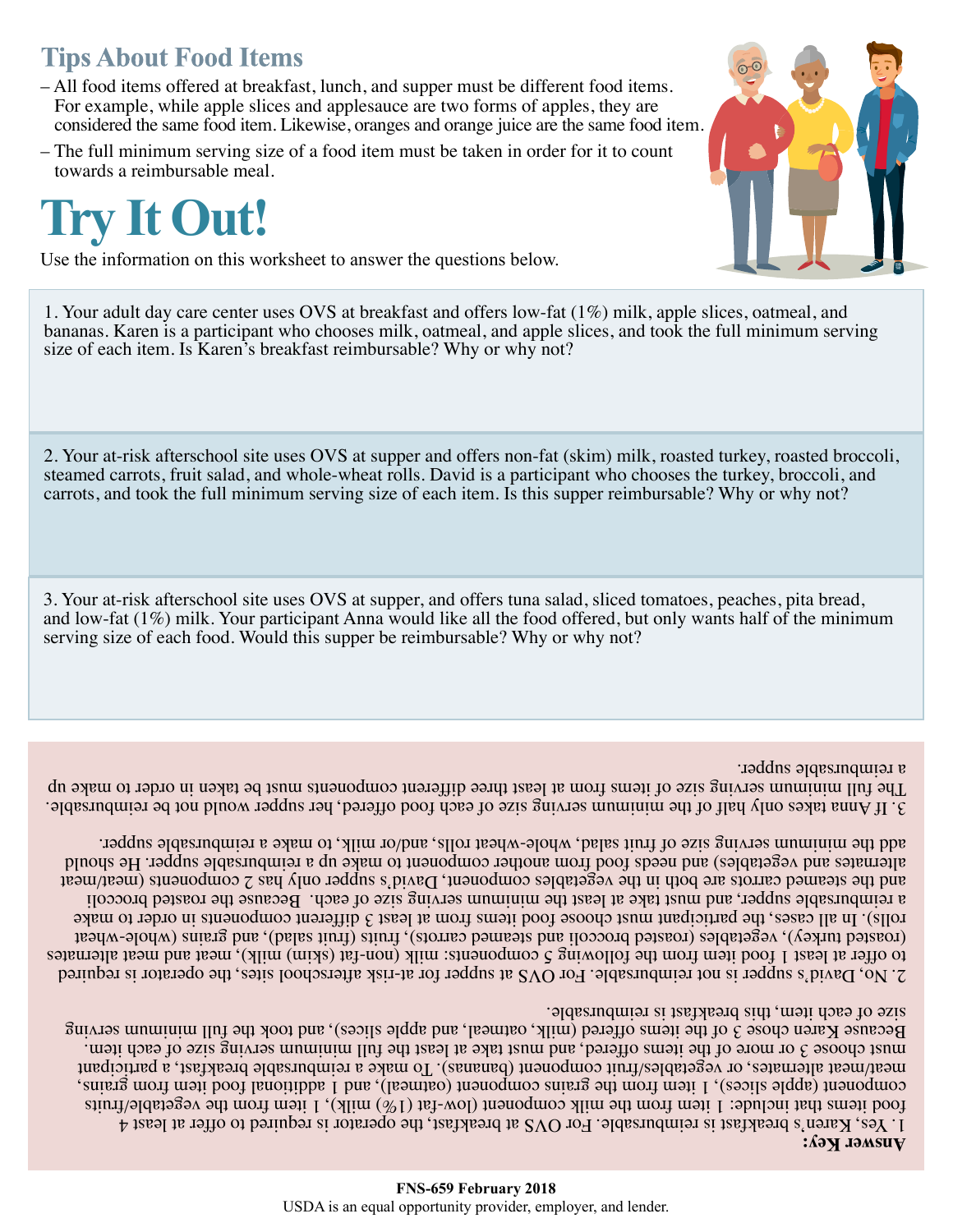## Tips About Food Items

- All food items offered at breakfast, lunch, and supper must be different food items. For example, while apple slices and applesauce are two forms of apples, they are considered the same food item. Likewise, oranges and orange juice are the same food item.
- The full minimum serving size of a food item must be taken in order for it to count towards a reimbursable meal.

# Try It Out!

Use the information on this worksheet to answer the questions below.

1. Your adult day care center uses OVS at breakfast and offers low-fat (1%) milk, apple slices, oatmeal, and bananas. Karen is a participant who chooses milk, oatmeal, and apple slices, and took the full minimum serving size of each item. Is Karen's breakfast reimbursable? Why or why not?

2. Your at-risk afterschool site uses OVS at supper and offers non-fat (skim) milk, roasted turkey, roasted broccoli, steamed carrots, fruit salad, and whole-wheat rolls. David is a participant who chooses the turkey, broccoli, and carrots, and took the full minimum serving size of each item. Is this supper reimbursable? Why or why not?

3. Your at-risk afterschool site uses OVS at supper, and offers tuna salad, sliced tomatoes, peaches, pita bread, and low-fat (1%) milk. Your participant Anna would like all the food offered, but only wants half of the minimum serving size of each food. Would this supper be reimbursable? Why or why not?

**Answer Key:**

1. Yes, Karen's breakfast is reimbursable. For OVS at breakfast, the operator is required to offer at least 4 food items that include: 1 item from the milk component (low-fat (1%) milk), 1 item from the vegetable/fruits component (apple slices), 1 item from the grains component (oatmeal), and 1 additional food item from grains, meat/meat alternates, or vegetables/fruit component (bananas). To make a reimbursable breakfast, a participant must choose 3 or more of the items offered, and must take at least the full minimum serving size of each item. Because Karen chose 3 of the items offered (milk, oatmeal, and apple slices), and took the full minimum serving size of each item, this breakfast is reimbursable.

2. No, David's supper is not reimbursable. For OVS at supper for at-risk afterschool sites, the operator is required to offer at least 1 food item from the following 5 components: milk (non-fat (skim) milk), meat and meat alternates (roasted turkey), vegetables (roasted broccoli and steamed carrots), fruits (fruit salad), and grains (whole-wheat rolls). In all cases, the participant must choose food items from at least 3 different components in order to make a reimbursable supper, and must take at least the minimum serving size of each. Because the roasted broccoli and the steamed carrots are both in the vegetables component, David's supper only has 2 components (meat/meat alternates and vegetables) and needs food from another component to make up a reimbursable supper. He should add the minimum serving size of fruit salad, whole-wheat rolls, and/or milk, to make a reimbursable supper.

3. If Anna takes only half of the minimum serving size of each food offered, her supper would not be reimbursable. The full minimum serving size of items from at least three different components must be taken in order to make up a reimbursable supper.

**FNS-659 February 2018**

USDA is an equal opportunity provider, employer, and lender.